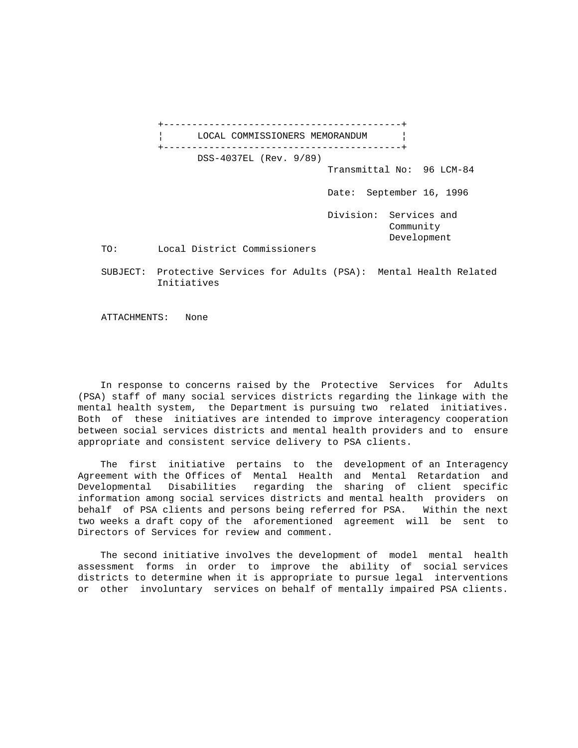# LOCAL COMMISSIONERS MEMORANDUM

DSS-4037EL (Rev. 9/89)

Transmittal No: 96 LCM-84

Date: September 16, 1996

Division: Services and Community Development

TO: Local District Commissioners

SUBJECT: Protective Services for Adults (PSA): Mental Health Related Initiatives

ATTACHMENTS: None

In response to concerns raised by the Protective Services for Adults (PSA) staff of many social services districts regarding the linkage with the mental health system, the Department is pursuing two related initiatives. Both of these initiatives are intended to improve interagency cooperation between social services districts and mental health providers and to ensure appropriate and consistent service delivery to PSA clients.

The first initiative pertains to the development of an Interagency Agreement with the Offices of Mental Health and Mental Retardation and Developmental Disabilities regarding the sharing of client specific information among social services districts and mental health providers on behalf of PSA clients and persons being referred for PSA. Within the next two weeks a draft copy of the aforementioned agreement will be sent to Directors of Services for review and comment.

The second initiative involves the development of model mental health assessment forms in order to improve the ability of social services districts to determine when it is appropriate to pursue legal interventions or other involuntary services on behalf of mentally impaired PSA clients.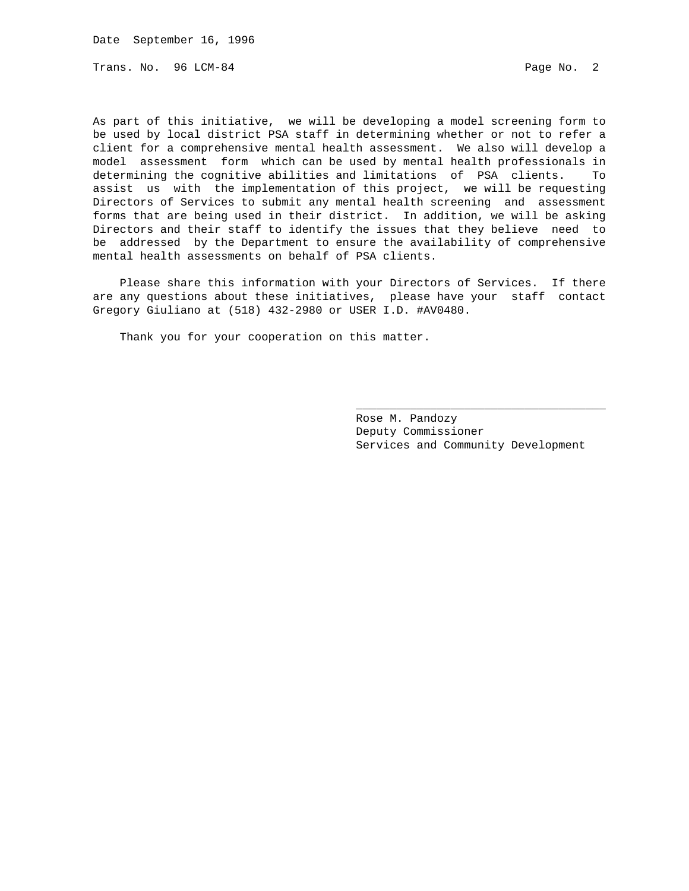As part of this initiative, we will be developing a model screening form to be used by local district PSA staff in determining whether or not to refer a client for a comprehensive mental health assessment. We also will develop a model assessment form which can be used by mental health professionals in determining the cognitive abilities and limitations of PSA clients. To assist us with the implementation of this project, we will be requesting Directors of Services to submit any mental health screening and assessment forms that are being used in their district. In addition, we will be asking Directors and their staff to identify the issues that they believe need to be addressed by the Department to ensure the availability of comprehensive mental health assessments on behalf of PSA clients.

Please share this information with your Directors of Services. If there are any questions about these initiatives, please have your staff contact Gregory Giuliano at (518) 432-2980 or USER I.D. #AV0480.

Thank you for your cooperation on this matter.

\_\_\_\_\_\_\_\_\_\_\_\_\_\_\_\_\_\_\_\_\_\_\_\_\_\_\_\_\_\_\_\_\_\_\_\_\_\_

Rose M. Pandozy
Deputy Commissioner
Services and Community Development